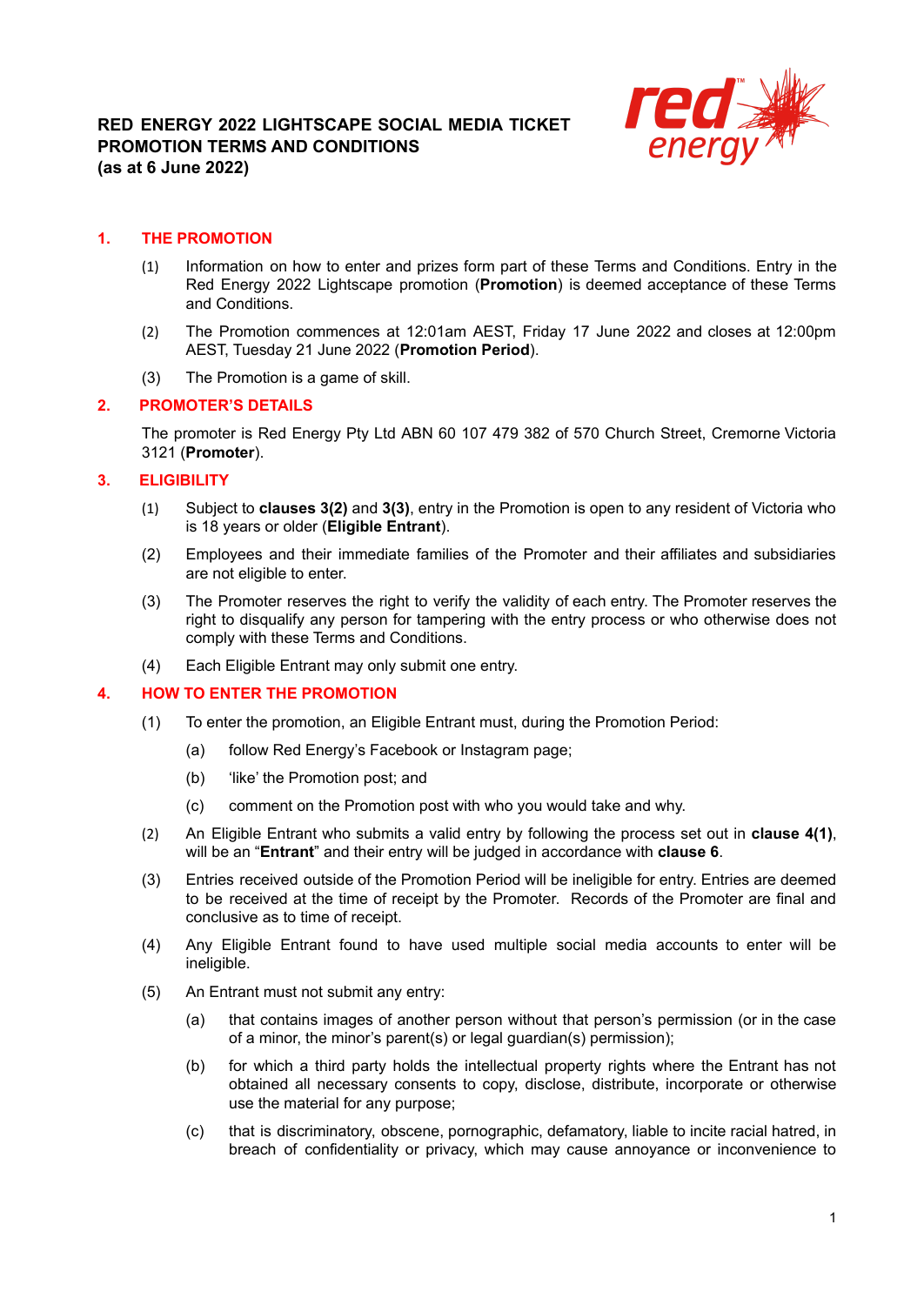# RED ENERGY 2022 LIGHTSCAPE SOCIAL MEDIA TICKET PROMOTION TERMS AND CONDITIONS (as at 6 June 2022)

## 1. THE PROMOTION

(1) Information on how to enter and prizes form part of these Terms and Conditions. Entry in the Red Energy 2022 Lightscape promotion (**Promotion**) is deemed acceptance of these Terms and Conditions.

(2) The Promotion commences at 12:01am AEST, Friday 17 June 2022 and closes at 12:00pm AEST, Tuesday 21 June 2022 (**Promotion Period**).

(3) The Promotion is a game of skill.

## 2. PROMOTER'S DETAILS

The promoter is Red Energy Pty Ltd ABN 60 107 479 382 of 570 Church Street, Cremorne Victoria 3121 (**Promoter**).

## 3. ELIGIBILITY

(1) Subject to **clauses 3(2)** and **3(3)**, entry in the Promotion is open to any resident of Victoria who is 18 years or older (**Eligible Entrant**).

(2) Employees and their immediate families of the Promoter and their affiliates and subsidiaries are not eligible to enter.

(3) The Promoter reserves the right to verify the validity of each entry. The Promoter reserves the right to disqualify any person for tampering with the entry process or who otherwise does not comply with these Terms and Conditions.

(4) Each Eligible Entrant may only submit one entry.

## 4. HOW TO ENTER THE PROMOTION

(1) To enter the promotion, an Eligible Entrant must, during the Promotion Period:

   (a) follow Red Energy's Facebook or Instagram page;

   (b) 'like' the Promotion post; and

   (c) comment on the Promotion post with who you would take and why.

(2) An Eligible Entrant who submits a valid entry by following the process set out in **clause 4(1)**, will be an "**Entrant**" and their entry will be judged in accordance with **clause 6**.

(3) Entries received outside of the Promotion Period will be ineligible for entry. Entries are deemed to be received at the time of receipt by the Promoter. Records of the Promoter are final and conclusive as to time of receipt.

(4) Any Eligible Entrant found to have used multiple social media accounts to enter will be ineligible.

(5) An Entrant must not submit any entry:

   (a) that contains images of another person without that person's permission (or in the case of a minor, the minor's parent(s) or legal guardian(s) permission);

   (b) for which a third party holds the intellectual property rights where the Entrant has not obtained all necessary consents to copy, disclose, distribute, incorporate or otherwise use the material for any purpose;

   (c) that is discriminatory, obscene, pornographic, defamatory, liable to incite racial hatred, in breach of confidentiality or privacy, which may cause annoyance or inconvenience to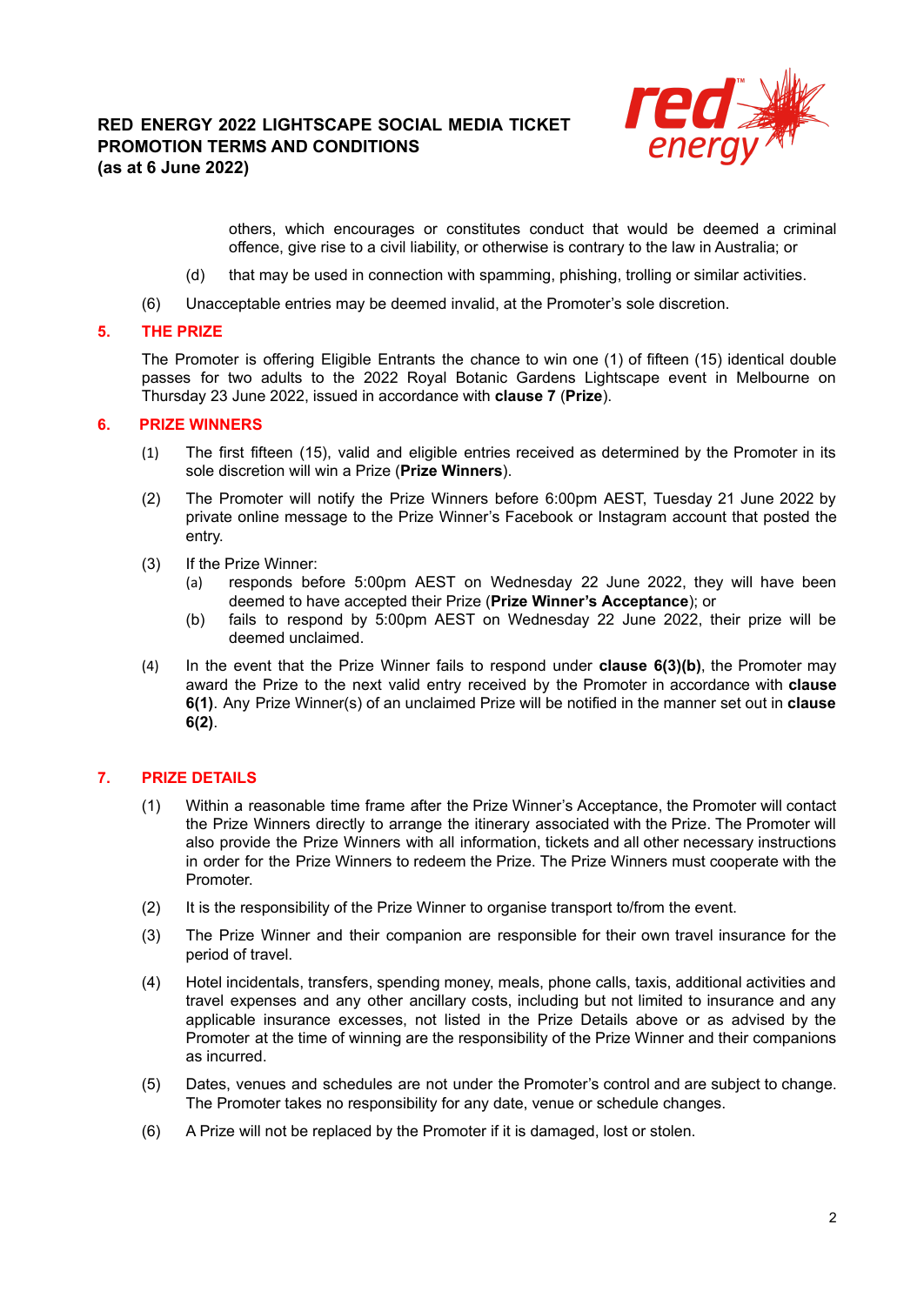others, which encourages or constitutes conduct that would be deemed a criminal offence, give rise to a civil liability, or otherwise is contrary to the law in Australia; or

(d) that may be used in connection with spamming, phishing, trolling or similar activities.

(6) Unacceptable entries may be deemed invalid, at the Promoter's sole discretion.

## 5. THE PRIZE

The Promoter is offering Eligible Entrants the chance to win one (1) of fifteen (15) identical double passes for two adults to the 2022 Royal Botanic Gardens Lightscape event in Melbourne on Thursday 23 June 2022, issued in accordance with **clause 7** (**Prize**).

## 6. PRIZE WINNERS

(1) The first fifteen (15), valid and eligible entries received as determined by the Promoter in its sole discretion will win a Prize (**Prize Winners**).

(2) The Promoter will notify the Prize Winners before 6:00pm AEST, Tuesday 21 June 2022 by private online message to the Prize Winner's Facebook or Instagram account that posted the entry.

(3) If the Prize Winner:

(a) responds before 5:00pm AEST on Wednesday 22 June 2022, they will have been deemed to have accepted their Prize (**Prize Winner's Acceptance**); or

(b) fails to respond by 5:00pm AEST on Wednesday 22 June 2022, their prize will be deemed unclaimed.

(4) In the event that the Prize Winner fails to respond under **clause 6(3)(b)**, the Promoter may award the Prize to the next valid entry received by the Promoter in accordance with **clause 6(1)**. Any Prize Winner(s) of an unclaimed Prize will be notified in the manner set out in **clause 6(2)**.

## 7. PRIZE DETAILS

(1) Within a reasonable time frame after the Prize Winner's Acceptance, the Promoter will contact the Prize Winners directly to arrange the itinerary associated with the Prize. The Promoter will also provide the Prize Winners with all information, tickets and all other necessary instructions in order for the Prize Winners to redeem the Prize. The Prize Winners must cooperate with the Promoter.

(2) It is the responsibility of the Prize Winner to organise transport to/from the event.

(3) The Prize Winner and their companion are responsible for their own travel insurance for the period of travel.

(4) Hotel incidentals, transfers, spending money, meals, phone calls, taxis, additional activities and travel expenses and any other ancillary costs, including but not limited to insurance and any applicable insurance excesses, not listed in the Prize Details above or as advised by the Promoter at the time of winning are the responsibility of the Prize Winner and their companions as incurred.

(5) Dates, venues and schedules are not under the Promoter's control and are subject to change. The Promoter takes no responsibility for any date, venue or schedule changes.

(6) A Prize will not be replaced by the Promoter if it is damaged, lost or stolen.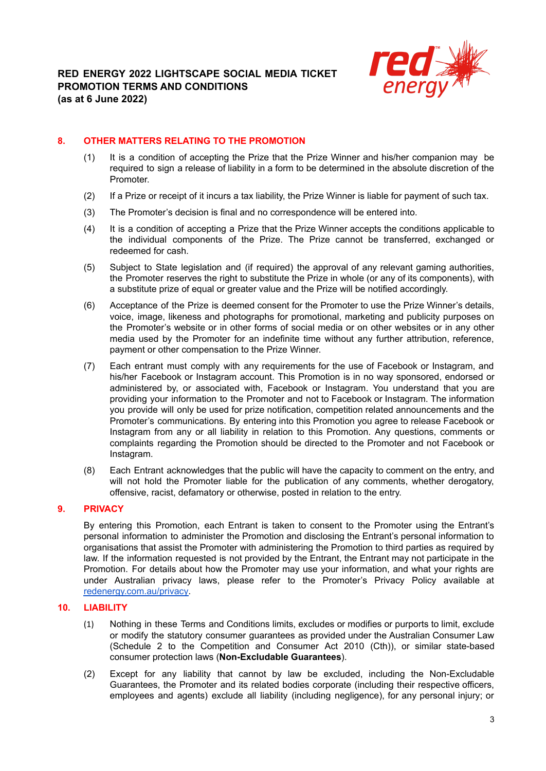## 8. OTHER MATTERS RELATING TO THE PROMOTION

(1) It is a condition of accepting the Prize that the Prize Winner and his/her companion may be required to sign a release of liability in a form to be determined in the absolute discretion of the Promoter.

(2) If a Prize or receipt of it incurs a tax liability, the Prize Winner is liable for payment of such tax.

(3) The Promoter's decision is final and no correspondence will be entered into.

(4) It is a condition of accepting a Prize that the Prize Winner accepts the conditions applicable to the individual components of the Prize. The Prize cannot be transferred, exchanged or redeemed for cash.

(5) Subject to State legislation and (if required) the approval of any relevant gaming authorities, the Promoter reserves the right to substitute the Prize in whole (or any of its components), with a substitute prize of equal or greater value and the Prize will be notified accordingly.

(6) Acceptance of the Prize is deemed consent for the Promoter to use the Prize Winner's details, voice, image, likeness and photographs for promotional, marketing and publicity purposes on the Promoter's website or in other forms of social media or on other websites or in any other media used by the Promoter for an indefinite time without any further attribution, reference, payment or other compensation to the Prize Winner.

(7) Each entrant must comply with any requirements for the use of Facebook or Instagram, and his/her Facebook or Instagram account. This Promotion is in no way sponsored, endorsed or administered by, or associated with, Facebook or Instagram. You understand that you are providing your information to the Promoter and not to Facebook or Instagram. The information you provide will only be used for prize notification, competition related announcements and the Promoter's communications. By entering into this Promotion you agree to release Facebook or Instagram from any or all liability in relation to this Promotion. Any questions, comments or complaints regarding the Promotion should be directed to the Promoter and not Facebook or Instagram.

(8) Each Entrant acknowledges that the public will have the capacity to comment on the entry, and will not hold the Promoter liable for the publication of any comments, whether derogatory, offensive, racist, defamatory or otherwise, posted in relation to the entry.

## 9. PRIVACY

By entering this Promotion, each Entrant is taken to consent to the Promoter using the Entrant's personal information to administer the Promotion and disclosing the Entrant's personal information to organisations that assist the Promoter with administering the Promotion to third parties as required by law. If the information requested is not provided by the Entrant, the Entrant may not participate in the Promotion. For details about how the Promoter may use your information, and what your rights are under Australian privacy laws, please refer to the Promoter's Privacy Policy available at [redenergy.com.au/privacy](redenergy.com.au/privacy).

## 10. LIABILITY

(1) Nothing in these Terms and Conditions limits, excludes or modifies or purports to limit, exclude or modify the statutory consumer guarantees as provided under the Australian Consumer Law (Schedule 2 to the Competition and Consumer Act 2010 (Cth)), or similar state-based consumer protection laws (**Non-Excludable Guarantees**).

(2) Except for any liability that cannot by law be excluded, including the Non-Excludable Guarantees, the Promoter and its related bodies corporate (including their respective officers, employees and agents) exclude all liability (including negligence), for any personal injury; or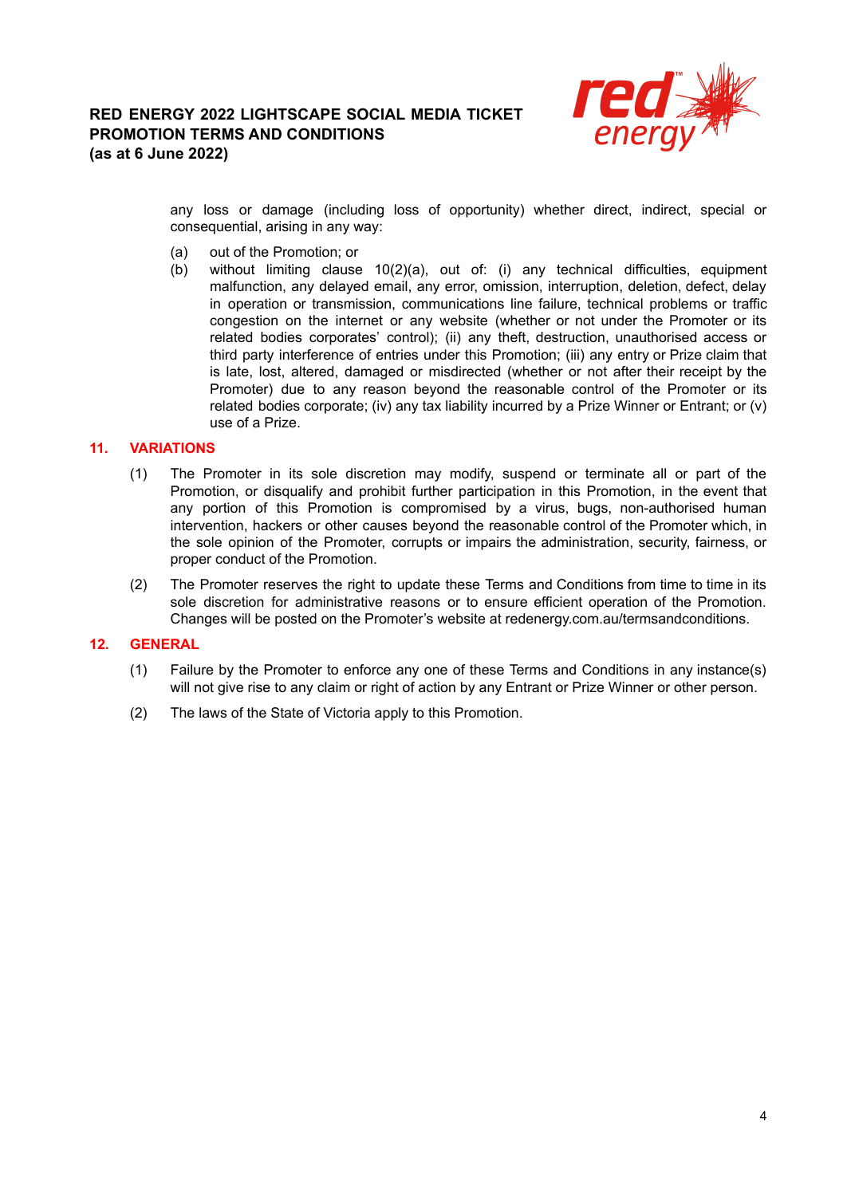any loss or damage (including loss of opportunity) whether direct, indirect, special or consequential, arising in any way:

(a) out of the Promotion; or

(b) without limiting clause 10(2)(a), out of: (i) any technical difficulties, equipment malfunction, any delayed email, any error, omission, interruption, deletion, defect, delay in operation or transmission, communications line failure, technical problems or traffic congestion on the internet or any website (whether or not under the Promoter or its related bodies corporates' control); (ii) any theft, destruction, unauthorised access or third party interference of entries under this Promotion; (iii) any entry or Prize claim that is late, lost, altered, damaged or misdirected (whether or not after their receipt by the Promoter) due to any reason beyond the reasonable control of the Promoter or its related bodies corporate; (iv) any tax liability incurred by a Prize Winner or Entrant; or (v) use of a Prize.

## 11. VARIATIONS

(1) The Promoter in its sole discretion may modify, suspend or terminate all or part of the Promotion, or disqualify and prohibit further participation in this Promotion, in the event that any portion of this Promotion is compromised by a virus, bugs, non-authorised human intervention, hackers or other causes beyond the reasonable control of the Promoter which, in the sole opinion of the Promoter, corrupts or impairs the administration, security, fairness, or proper conduct of the Promotion.

(2) The Promoter reserves the right to update these Terms and Conditions from time to time in its sole discretion for administrative reasons or to ensure efficient operation of the Promotion. Changes will be posted on the Promoter's website at redenergy.com.au/termsandconditions.

## 12. GENERAL

(1) Failure by the Promoter to enforce any one of these Terms and Conditions in any instance(s) will not give rise to any claim or right of action by any Entrant or Prize Winner or other person.

(2) The laws of the State of Victoria apply to this Promotion.